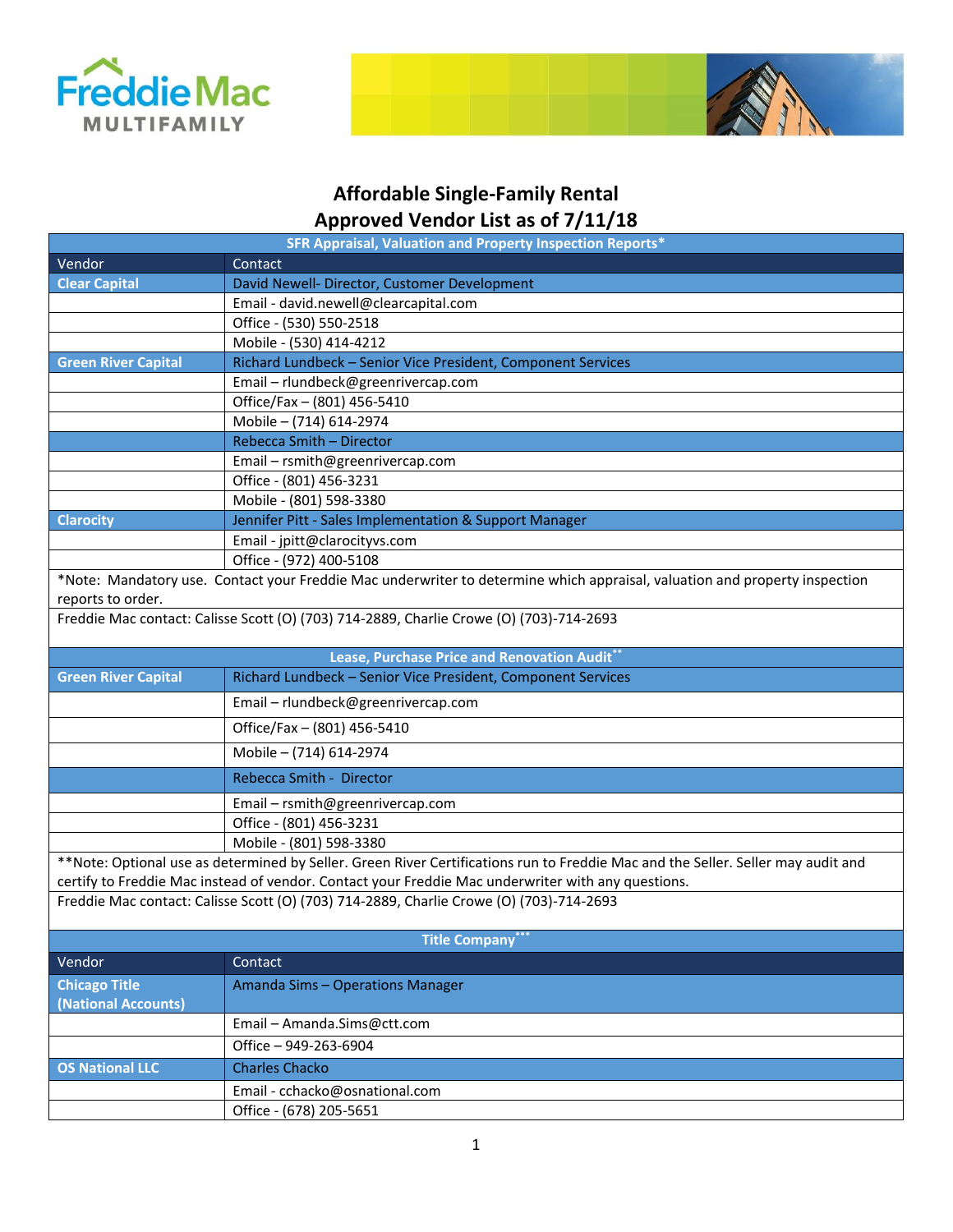# Affordable Single-Family Rental
# Approved Vendor List as of 7/11/18

| SFR Appraisal, Valuation and Property Inspection Reports* | |
|---|---|
| **Vendor** | **Contact** |
| **Clear Capital** | David Newell- Director, Customer Development |
| | Email - david.newell@clearcapital.com |
| | Office - (530) 550-2518 |
| | Mobile - (530) 414-4212 |
| **Green River Capital** | Richard Lundbeck – Senior Vice President, Component Services |
| | Email – rlundbeck@greenrivercap.com |
| | Office/Fax – (801) 456-5410 |
| | Mobile – (714) 614-2974 |
| | Rebecca Smith – Director |
| | Email – rsmith@greenrivercap.com |
| | Office - (801) 456-3231 |
| | Mobile - (801) 598-3380 |
| **Clarocity** | Jennifer Pitt - Sales Implementation & Support Manager |
| | Email - jpitt@clarocityvs.com |
| | Office - (972) 400-5108 |

*Note: Mandatory use. Contact your Freddie Mac underwriter to determine which appraisal, valuation and property inspection reports to order.

Freddie Mac contact: Calisse Scott (O) (703) 714-2889, Charlie Crowe (O) (703)-714-2693

| Lease, Purchase Price and Renovation Audit** | |
|---|---|
| **Green River Capital** | Richard Lundbeck – Senior Vice President, Component Services |
| | Email – rlundbeck@greenrivercap.com |
| | Office/Fax – (801) 456-5410 |
| | Mobile – (714) 614-2974 |
| | Rebecca Smith - Director |
| | Email – rsmith@greenrivercap.com |
| | Office - (801) 456-3231 |
| | Mobile - (801) 598-3380 |

**Note: Optional use as determined by Seller. Green River Certifications run to Freddie Mac and the Seller. Seller may audit and certify to Freddie Mac instead of vendor. Contact your Freddie Mac underwriter with any questions.

Freddie Mac contact: Calisse Scott (O) (703) 714-2889, Charlie Crowe (O) (703)-714-2693

| Title Company*** | |
|---|---|
| **Vendor** | **Contact** |
| **Chicago Title (National Accounts)** | Amanda Sims – Operations Manager |
| | Email – Amanda.Sims@ctt.com |
| | Office – 949-263-6904 |
| **OS National LLC** | Charles Chacko |
| | Email - cchacko@osnational.com |
| | Office - (678) 205-5651 |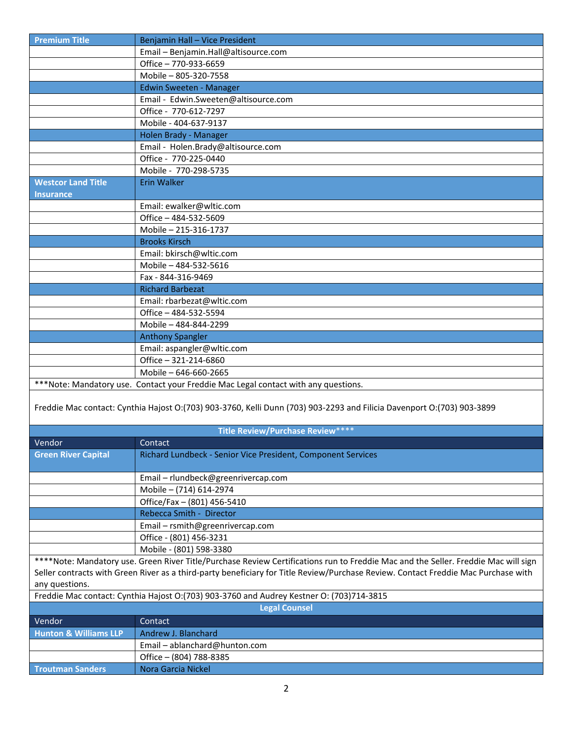| Premium Title | Benjamin Hall – Vice President |
|---|---|
| | Email – Benjamin.Hall@altisource.com |
| | Office – 770-933-6659 |
| | Mobile – 805-320-7558 |
| | Edwin Sweeten - Manager |
| | Email - Edwin.Sweeten@altisource.com |
| | Office - 770-612-7297 |
| | Mobile - 404-637-9137 |
| | Holen Brady - Manager |
| | Email - Holen.Brady@altisource.com |
| | Office - 770-225-0440 |
| | Mobile - 770-298-5735 |
| Westcor Land Title Insurance | Erin Walker |
| | Email: ewalker@wltic.com |
| | Office – 484-532-5609 |
| | Mobile – 215-316-1737 |
| | Brooks Kirsch |
| | Email: bkirsch@wltic.com |
| | Mobile – 484-532-5616 |
| | Fax - 844-316-9469 |
| | Richard Barbezat |
| | Email: rbarbezat@wltic.com |
| | Office – 484-532-5594 |
| | Mobile – 484-844-2299 |
| | Anthony Spangler |
| | Email: aspangler@wltic.com |
| | Office – 321-214-6860 |
| | Mobile – 646-660-2665 |

***Note: Mandatory use. Contact your Freddie Mac Legal contact with any questions.

Freddie Mac contact: Cynthia Hajost O:(703) 903-3760, Kelli Dunn (703) 903-2293 and Filicia Davenport O:(703) 903-3899

**Title Review/Purchase Review****

| Vendor | Contact |
|---|---|
| Green River Capital | Richard Lundbeck - Senior Vice President, Component Services |
| | Email – rlundbeck@greenrivercap.com |
| | Mobile – (714) 614-2974 |
| | Office/Fax – (801) 456-5410 |
| | Rebecca Smith - Director |
| | Email – rsmith@greenrivercap.com |
| | Office - (801) 456-3231 |
| | Mobile - (801) 598-3380 |

****Note: Mandatory use. Green River Title/Purchase Review Certifications run to Freddie Mac and the Seller. Freddie Mac will sign Seller contracts with Green River as a third-party beneficiary for Title Review/Purchase Review. Contact Freddie Mac Purchase with any questions.

Freddie Mac contact: Cynthia Hajost O:(703) 903-3760 and Audrey Kestner O: (703)714-3815

**Legal Counsel**

| Vendor | Contact |
|---|---|
| Hunton & Williams LLP | Andrew J. Blanchard |
| | Email – ablanchard@hunton.com |
| | Office – (804) 788-8385 |
| Troutman Sanders | Nora Garcia Nickel |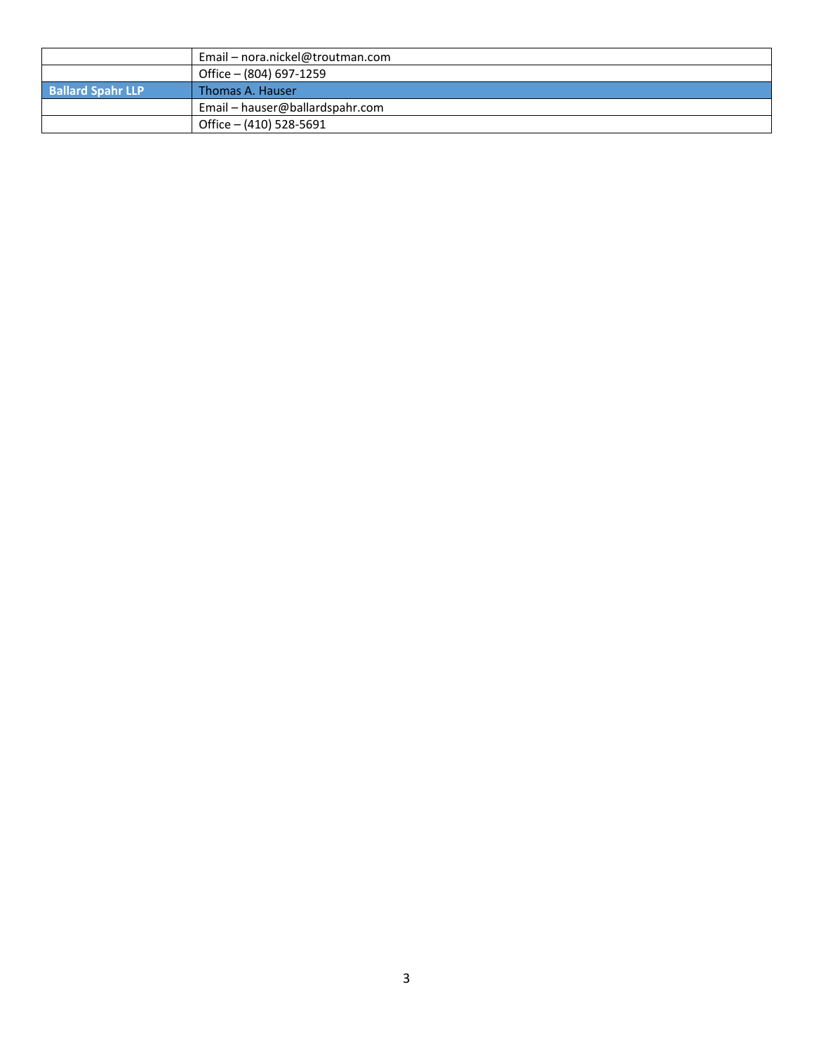| | |
|---|---|
| | Email – nora.nickel@troutman.com |
| | Office – (804) 697-1259 |
| **Ballard Spahr LLP** | Thomas A. Hauser |
| | Email – hauser@ballardspahr.com |
| | Office – (410) 528-5691 |